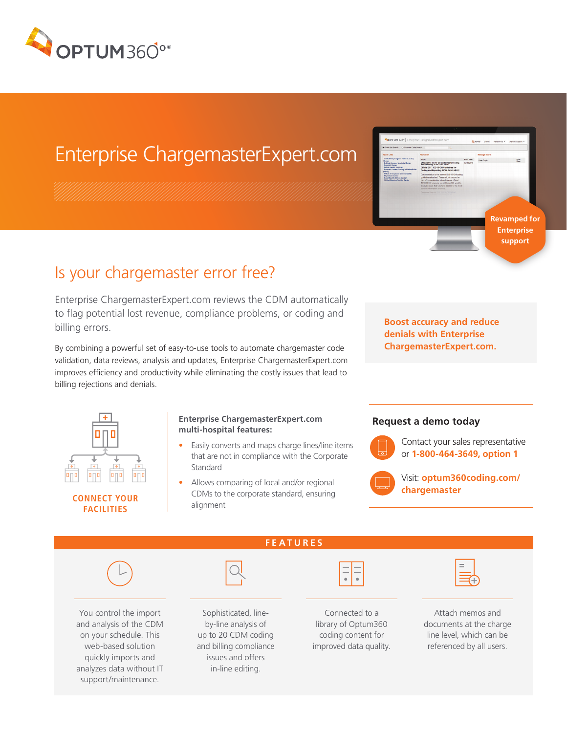OPTUM360°®

# Enterprise ChargemasterExpert.com

Revamped for Enterprise support

## Is your chargemaster error free?

Enterprise ChargemasterExpert.com reviews the CDM automatically to flag potential lost revenue, compliance problems, or coding and billing errors.

By combining a powerful set of easy-to-use tools to automate chargemaster code validation, data reviews, analysis and updates, Enterprise ChargemasterExpert.com improves efficiency and productivity while eliminating the costly issues that lead to billing rejections and denials.

**Boost accuracy and reduce denials with Enterprise ChargemasterExpert.com.**

**CONNECT YOUR FACILITIES**

**Enterprise ChargemasterExpert.com multi-hospital features:**

- Easily converts and maps charge lines/line items that are not in compliance with the Corporate Standard
- Allows comparing of local and/or regional CDMs to the corporate standard, ensuring alignment

### Request a demo today

Contact your sales representative or **1-800-464-3649, option 1**

Visit: **optum360coding.com/chargemaster**

## FEATURES

You control the import and analysis of the CDM on your schedule. This web-based solution quickly imports and analyzes data without IT support/maintenance.

Sophisticated, line-by-line analysis of up to 20 CDM coding and billing compliance issues and offers in-line editing.

Connected to a library of Optum360 coding content for improved data quality.

Attach memos and documents at the charge line level, which can be referenced by all users.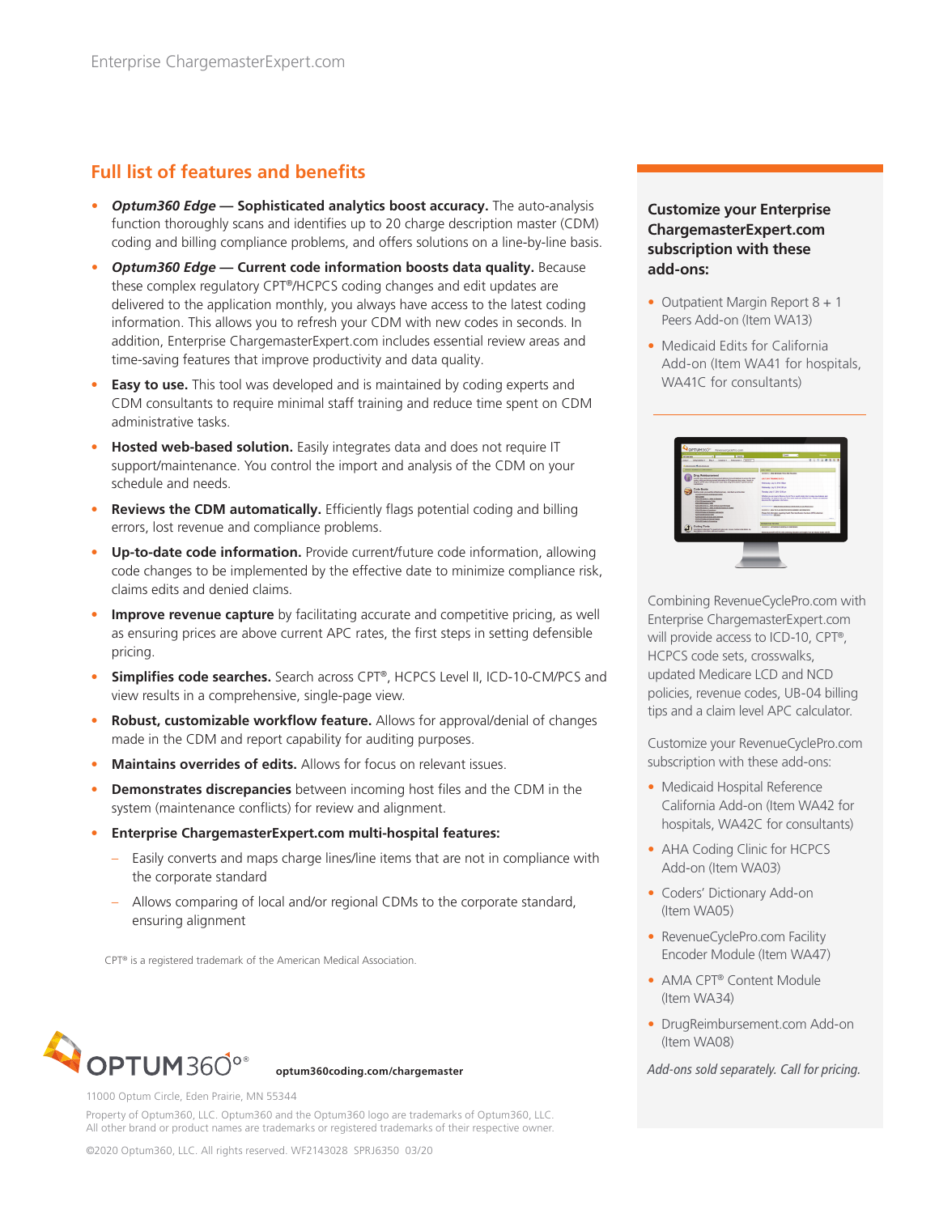## Full list of features and benefits

- ***Optum360 Edge* — Sophisticated analytics boost accuracy.** The auto-analysis function thoroughly scans and identifies up to 20 charge description master (CDM) coding and billing compliance problems, and offers solutions on a line-by-line basis.
- ***Optum360 Edge* — Current code information boosts data quality.** Because these complex regulatory CPT®/HCPCS coding changes and edit updates are delivered to the application monthly, you always have access to the latest coding information. This allows you to refresh your CDM with new codes in seconds. In addition, Enterprise ChargemasterExpert.com includes essential review areas and time-saving features that improve productivity and data quality.
- **Easy to use.** This tool was developed and is maintained by coding experts and CDM consultants to require minimal staff training and reduce time spent on CDM administrative tasks.
- **Hosted web-based solution.** Easily integrates data and does not require IT support/maintenance. You control the import and analysis of the CDM on your schedule and needs.
- **Reviews the CDM automatically.** Efficiently flags potential coding and billing errors, lost revenue and compliance problems.
- **Up-to-date code information.** Provide current/future code information, allowing code changes to be implemented by the effective date to minimize compliance risk, claims edits and denied claims.
- **Improve revenue capture** by facilitating accurate and competitive pricing, as well as ensuring prices are above current APC rates, the first steps in setting defensible pricing.
- **Simplifies code searches.** Search across CPT®, HCPCS Level II, ICD-10-CM/PCS and view results in a comprehensive, single-page view.
- **Robust, customizable workflow feature.** Allows for approval/denial of changes made in the CDM and report capability for auditing purposes.
- **Maintains overrides of edits.** Allows for focus on relevant issues.
- **Demonstrates discrepancies** between incoming host files and the CDM in the system (maintenance conflicts) for review and alignment.
- **Enterprise ChargemasterExpert.com multi-hospital features:**
  - Easily converts and maps charge lines/line items that are not in compliance with the corporate standard
  - Allows comparing of local and/or regional CDMs to the corporate standard, ensuring alignment

CPT® is a registered trademark of the American Medical Association.

### Customize your Enterprise ChargemasterExpert.com subscription with these add-ons:

- Outpatient Margin Report 8 + 1 Peers Add-on (Item WA13)
- Medicaid Edits for California Add-on (Item WA41 for hospitals, WA41C for consultants)

Combining RevenueCyclePro.com with Enterprise ChargemasterExpert.com will provide access to ICD-10, CPT®, HCPCS code sets, crosswalks, updated Medicare LCD and NCD policies, revenue codes, UB-04 billing tips and a claim level APC calculator.

Customize your RevenueCyclePro.com subscription with these add-ons:

- Medicaid Hospital Reference California Add-on (Item WA42 for hospitals, WA42C for consultants)
- AHA Coding Clinic for HCPCS Add-on (Item WA03)
- Coders' Dictionary Add-on (Item WA05)
- RevenueCyclePro.com Facility Encoder Module (Item WA47)
- AMA CPT® Content Module (Item WA34)
- DrugReimbursement.com Add-on (Item WA08)

*Add-ons sold separately. Call for pricing.*

OPTUM360°

**optum360coding.com/chargemaster**

11000 Optum Circle, Eden Prairie, MN 55344

Property of Optum360, LLC. Optum360 and the Optum360 logo are trademarks of Optum360, LLC. All other brand or product names are trademarks or registered trademarks of their respective owner.

©2020 Optum360, LLC. All rights reserved. WF2143028 SPRJ6350 03/20